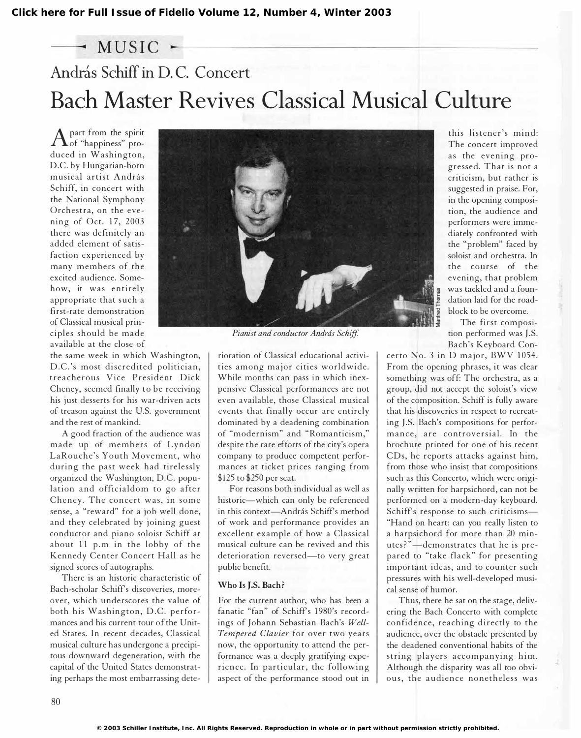MUSIC

## András Schiff in D.C. Concert

# Bach Master Revives Classical Musical Culture

Apart from the spirit of "happiness" produced in Washington, D.C. by Hungarian-born musical artist András Schiff, in concert with the National Symphony Orchestra, on the evening of Oct. 17, 2003 there was definitely an added element of satisfaction experienced by many members of the excited audience. Somehow, it was entirely appropriate that such a first-rate demonstration of Classical musical principles should be made available at the close of the same week in which Washington, D.C.'s most discredited politician, treacherous Vice President Dick Cheney, seemed finally to be receiving his just desserts for his war-driven acts of treason against the U.S. government and the rest of mankind.

A good fraction of the audience was made up of members of Lyndon LaRouche's Youth Movement, who during the past week had tirelessly organized the Washington, D.C. population and officialdom to go after Cheney. The concert was, in some sense, a "reward" for a job well done, and they celebrated by joining guest conductor and piano soloist Schiff at about 11 p.m in the lobby of the Kennedy Center Concert Hall as he signed scores of autographs.

There is an historic characteristic of Bach-scholar Schiff's discoveries, moreover, which underscores the value of both his Washington, D.C. performances and his current tour of the United States. In recent decades, Classical musical culture has undergone a precipitous downward degeneration, with the capital of the United States demonstrating perhaps the most embarrassing deterioration of Classical educational activities among major cities worldwide. While months can pass in which inexpensive Classical performances are not even available, those Classical musical events that finally occur are entirely dominated by a deadening combination of "modernism" and "Romanticism," despite the rare efforts of the city's opera company to produce competent performances at ticket prices ranging from $125 to $250 per seat.

For reasons both individual as well as historic—which can only be referenced in this context—András Schiff's method of work and performance provides an excellent example of how a Classical musical culture can be revived and this deterioration reversed—to very great public benefit.

*Pianist and conductor András Schiff.*

### Who Is J.S. Bach?

For the current author, who has been a fanatic "fan" of Schiff's 1980's recordings of Johann Sebastian Bach's *Well-Tempered Clavier* for over two years now, the opportunity to attend the performance was a deeply gratifying experience. In particular, the following aspect of the performance stood out in this listener's mind: The concert improved as the evening progressed. That is not a criticism, but rather is suggested in praise. For, in the opening composition, the audience and performers were immediately confronted with the "problem" faced by soloist and orchestra. In the course of the evening, that problem was tackled and a foundation laid for the roadblock to be overcome.

The first composition performed was J.S. Bach's Keyboard Concerto No. 3 in D major, BWV 1054. From the opening phrases, it was clear something was off: The orchestra, as a group, did not accept the soloist's view of the composition. Schiff is fully aware that his discoveries in respect to recreating J.S. Bach's compositions for performance, are controversial. In the brochure printed for one of his recent CDs, he reports attacks against him, from those who insist that compositions such as this Concerto, which were originally written for harpsichord, can not be performed on a modern-day keyboard. Schiff's response to such criticisms—"Hand on heart: can you really listen to a harpsichord for more than 20 minutes?"—demonstrates that he is prepared to "take flack" for presenting important ideas, and to counter such pressures with his well-developed musical sense of humor.

Thus, there he sat on the stage, delivering the Bach Concerto with complete confidence, reaching directly to the audience, over the obstacle presented by the deadened conventional habits of the string players accompanying him. Although the disparity was all too obvious, the audience nonetheless was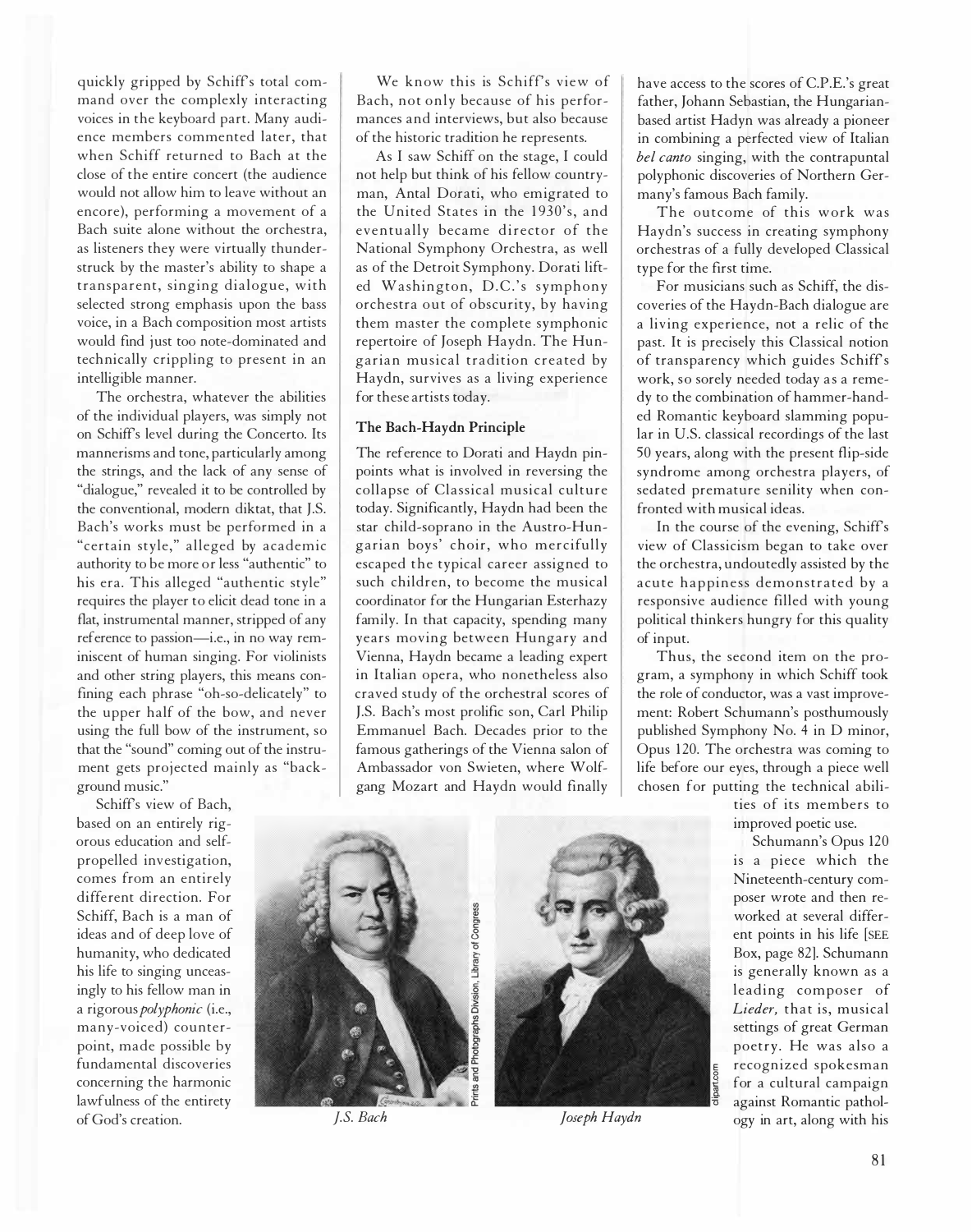quickly gripped by Schiff's total command over the complexly interacting voices in the keyboard part. Many audience members commented later, that when Schiff returned to Bach at the close of the entire concert (the audience would not allow him to leave without an encore), performing a movement of a Bach suite alone without the orchestra, as listeners they were virtually thunderstruck by the master's ability to shape a transparent, singing dialogue, with selected strong emphasis upon the bass voice, in a Bach composition most artists would find just too note-dominated and technically crippling to present in an intelligible manner.

The orchestra, whatever the abilities of the individual players, was simply not on Schiff's level during the Concerto. Its mannerisms and tone, particularly among the strings, and the lack of any sense of "dialogue," revealed it to be controlled by the conventional, modern diktat, that J.S. Bach's works must be performed in a "certain style," alleged by academic authority to be more or less "authentic" to his era. This alleged "authentic style" requires the player to elicit dead tone in a flat, instrumental manner, stripped of any reference to passion—i.e., in no way reminiscent of human singing. For violinists and other string players, this means confining each phrase "oh-so-delicately" to the upper half of the bow, and never using the full bow of the instrument, so that the "sound" coming out of the instrument gets projected mainly as "background music."

Schiff's view of Bach, based on an entirely rigorous education and self-propelled investigation, comes from an entirely different direction. For Schiff, Bach is a man of ideas and of deep love of humanity, who dedicated his life to singing unceasingly to his fellow man in a rigorous *polyphonic* (i.e., many-voiced) counterpoint, made possible by fundamental discoveries concerning the harmonic lawfulness of the entirety of God's creation.

We know this is Schiff's view of Bach, not only because of his performances and interviews, but also because of the historic tradition he represents.

As I saw Schiff on the stage, I could not help but think of his fellow countryman, Antal Dorati, who emigrated to the United States in the 1930's, and eventually became director of the National Symphony Orchestra, as well as of the Detroit Symphony. Dorati lifted Washington, D.C.'s symphony orchestra out of obscurity, by having them master the complete symphonic repertoire of Joseph Haydn. The Hungarian musical tradition created by Haydn, survives as a living experience for these artists today.

### The Bach-Haydn Principle

The reference to Dorati and Haydn pinpoints what is involved in reversing the collapse of Classical musical culture today. Significantly, Haydn had been the star child-soprano in the Austro-Hungarian boys' choir, who mercifully escaped the typical career assigned to such children, to become the musical coordinator for the Hungarian Esterhazy family. In that capacity, spending many years moving between Hungary and Vienna, Haydn became a leading expert in Italian opera, who nonetheless also craved study of the orchestral scores of J.S. Bach's most prolific son, Carl Philip Emmanuel Bach. Decades prior to the famous gatherings of the Vienna salon of Ambassador von Swieten, where Wolfgang Mozart and Haydn would finally have access to the scores of C.P.E.'s great father, Johann Sebastian, the Hungarian-based artist Hadyn was already a pioneer in combining a perfected view of Italian *bel canto* singing, with the contrapuntal polyphonic discoveries of Northern Germany's famous Bach family.

The outcome of this work was Haydn's success in creating symphony orchestras of a fully developed Classical type for the first time.

For musicians such as Schiff, the discoveries of the Haydn-Bach dialogue are a living experience, not a relic of the past. It is precisely this Classical notion of transparency which guides Schiff's work, so sorely needed today as a remedy to the combination of hammer-handed Romantic keyboard slamming popular in U.S. classical recordings of the last 50 years, along with the present flip-side syndrome among orchestra players, of sedated premature senility when confronted with musical ideas.

In the course of the evening, Schiff's view of Classicism began to take over the orchestra, undoutedly assisted by the acute happiness demonstrated by a responsive audience filled with young political thinkers hungry for this quality of input.

Thus, the second item on the program, a symphony in which Schiff took the role of conductor, was a vast improvement: Robert Schumann's posthumously published Symphony No. 4 in D minor, Opus 120. The orchestra was coming to life before our eyes, through a piece well chosen for putting the technical abilities of its members to improved poetic use.

Schumann's Opus 120 is a piece which the Nineteenth-century composer wrote and then reworked at several different points in his life [SEE Box, page 82]. Schumann is generally known as a leading composer of *Lieder,* that is, musical settings of great German poetry. He was also a recognized spokesman for a cultural campaign against Romantic pathology in art, along with his

*J.S. Bach*

*Joseph Haydn*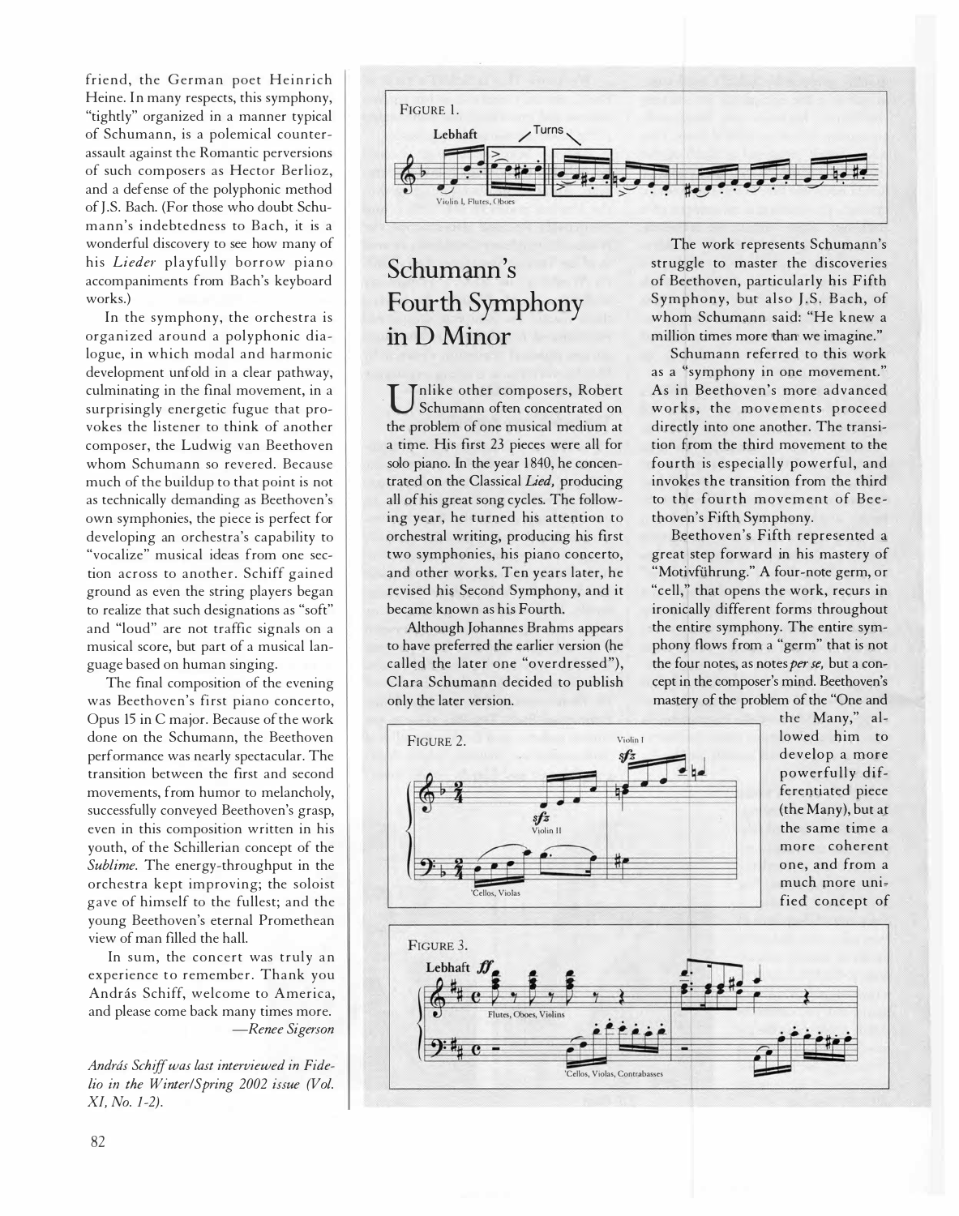friend, the German poet Heinrich Heine. In many respects, this symphony, "tightly" organized in a manner typical of Schumann, is a polemical counter-assault against the Romantic perversions of such composers as Hector Berlioz, and a defense of the polyphonic method of J.S. Bach. (For those who doubt Schumann's indebtedness to Bach, it is a wonderful discovery to see how many of his *Lieder* playfully borrow piano accompaniments from Bach's keyboard works.)

In the symphony, the orchestra is organized around a polyphonic dialogue, in which modal and harmonic development unfold in a clear pathway, culminating in the final movement, in a surprisingly energetic fugue that provokes the listener to think of another composer, the Ludwig van Beethoven whom Schumann so revered. Because much of the buildup to that point is not as technically demanding as Beethoven's own symphonies, the piece is perfect for developing an orchestra's capability to "vocalize" musical ideas from one section across to another. Schiff gained ground as even the string players began to realize that such designations as "soft" and "loud" are not traffic signals on a musical score, but part of a musical language based on human singing.

The final composition of the evening was Beethoven's first piano concerto, Opus 15 in C major. Because of the work done on the Schumann, the Beethoven performance was nearly spectacular. The transition between the first and second movements, from humor to melancholy, successfully conveyed Beethoven's grasp, even in this composition written in his youth, of the Schillerian concept of the *Sublime.* The energy-throughput in the orchestra kept improving; the soloist gave of himself to the fullest; and the young Beethoven's eternal Promethean view of man filled the hall.

In sum, the concert was truly an experience to remember. Thank you András Schiff, welcome to America, and please come back many times more.

—*Renee Sigerson*

*András Schiff was last interviewed in Fidelio in the Winter/Spring 2002 issue (Vol. XI, No. 1-2).*

FIGURE 1.

Lebhaft

Turns

Violin I, Flutes, Oboes

## Schumann's Fourth Symphony in D Minor

Unlike other composers, Robert Schumann often concentrated on the problem of one musical medium at a time. His first 23 pieces were all for solo piano. In the year 1840, he concentrated on the Classical *Lied,* producing all of his great song cycles. The following year, he turned his attention to orchestral writing, producing his first two symphonies, his piano concerto, and other works. Ten years later, he revised his Second Symphony, and it became known as his Fourth.

Although Johannes Brahms appears to have preferred the earlier version (he called the later one "overdressed"), Clara Schumann decided to publish only the later version.

The work represents Schumann's struggle to master the discoveries of Beethoven, particularly his Fifth Symphony, but also J.S. Bach, of whom Schumann said: "He knew a million times more than we imagine."

Schumann referred to this work as a "symphony in one movement." As in Beethoven's more advanced works, the movements proceed directly into one another. The transition from the third movement to the fourth is especially powerful, and invokes the transition from the third to the fourth movement of Beethoven's Fifth Symphony.

Beethoven's Fifth represented a great step forward in his mastery of "Motivführung." A four-note germ, or "cell," that opens the work, recurs in ironically different forms throughout the entire symphony. The entire symphony flows from a "germ" that is not the four notes, as notes *per se,* but a concept in the composer's mind. Beethoven's mastery of the problem of the "One and the Many," allowed him to develop a more powerfully differentiated piece (the Many), but at the same time a more coherent one, and from a much more unified concept of

FIGURE 2.

Violin I

sfz

sfz

Violin II

Cellos, Violas

FIGURE 3.

Lebhaft *ff*

Flutes, Oboes, Violins

Cellos, Violas, Contrabasses